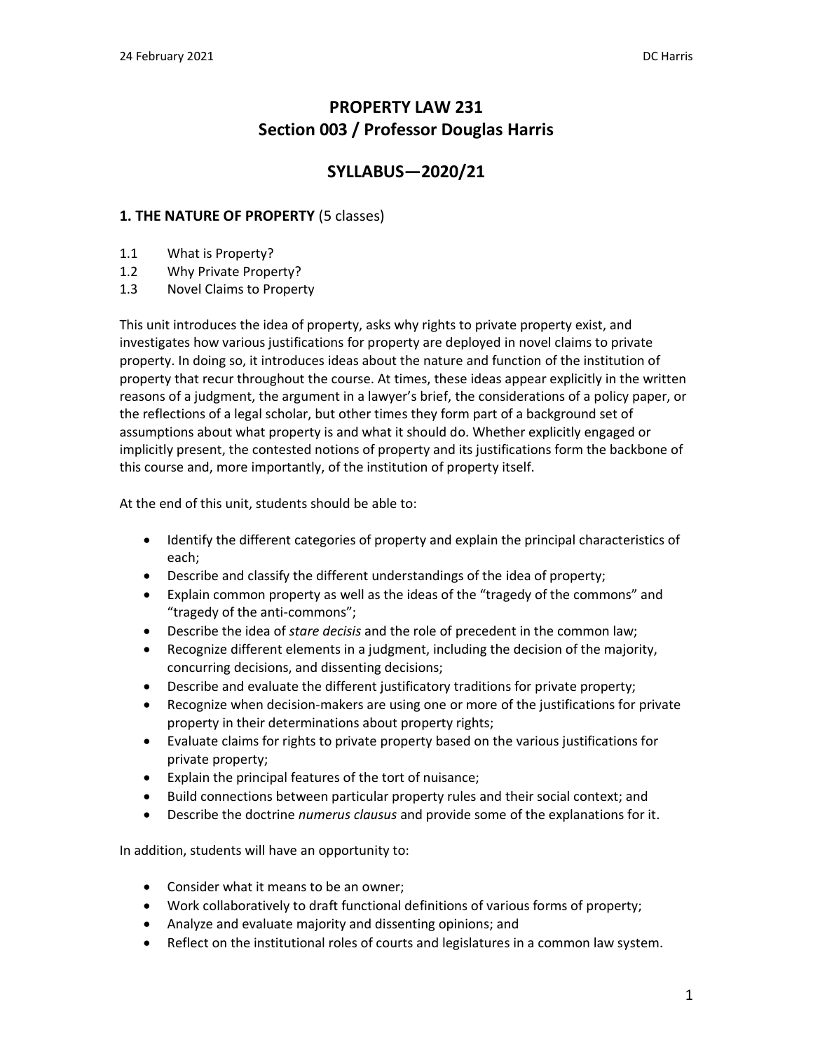# PROPERTY LAW 231
## Section 003 / Professor Douglas Harris

## SYLLABUS—2020/21

### 1. THE NATURE OF PROPERTY (5 classes)

1.1 What is Property?
1.2 Why Private Property?
1.3 Novel Claims to Property

This unit introduces the idea of property, asks why rights to private property exist, and investigates how various justifications for property are deployed in novel claims to private property. In doing so, it introduces ideas about the nature and function of the institution of property that recur throughout the course. At times, these ideas appear explicitly in the written reasons of a judgment, the argument in a lawyer's brief, the considerations of a policy paper, or the reflections of a legal scholar, but other times they form part of a background set of assumptions about what property is and what it should do. Whether explicitly engaged or implicitly present, the contested notions of property and its justifications form the backbone of this course and, more importantly, of the institution of property itself.

At the end of this unit, students should be able to:

- Identify the different categories of property and explain the principal characteristics of each;
- Describe and classify the different understandings of the idea of property;
- Explain common property as well as the ideas of the "tragedy of the commons" and "tragedy of the anti-commons";
- Describe the idea of *stare decisis* and the role of precedent in the common law;
- Recognize different elements in a judgment, including the decision of the majority, concurring decisions, and dissenting decisions;
- Describe and evaluate the different justificatory traditions for private property;
- Recognize when decision-makers are using one or more of the justifications for private property in their determinations about property rights;
- Evaluate claims for rights to private property based on the various justifications for private property;
- Explain the principal features of the tort of nuisance;
- Build connections between particular property rules and their social context; and
- Describe the doctrine *numerus clausus* and provide some of the explanations for it.

In addition, students will have an opportunity to:

- Consider what it means to be an owner;
- Work collaboratively to draft functional definitions of various forms of property;
- Analyze and evaluate majority and dissenting opinions; and
- Reflect on the institutional roles of courts and legislatures in a common law system.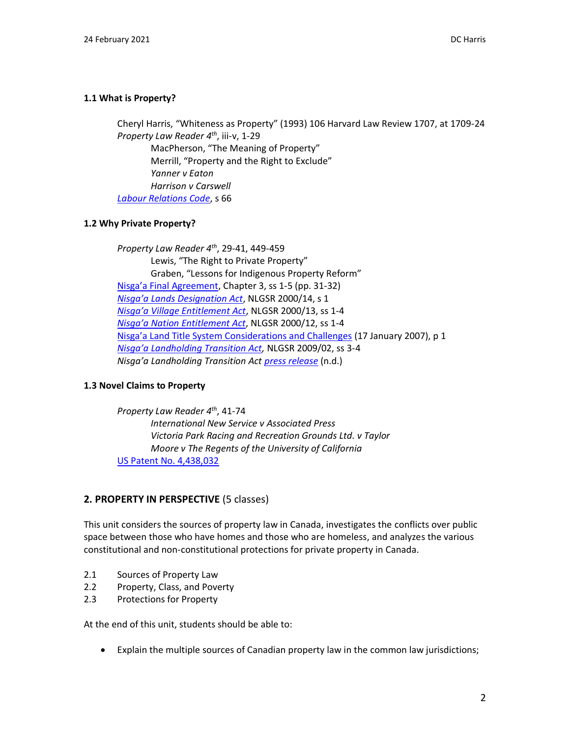### 1.1 What is Property?

Cheryl Harris, "Whiteness as Property" (1993) 106 Harvard Law Review 1707, at 1709-24
*Property Law Reader 4th*, iii-v, 1-29
- MacPherson, "The Meaning of Property"
- Merrill, "Property and the Right to Exclude"
- *Yanner v Eaton*
- *Harrison v Carswell*

*Labour Relations Code*, s 66

### 1.2 Why Private Property?

*Property Law Reader 4th*, 29-41, 449-459
- Lewis, "The Right to Private Property"
- Graben, "Lessons for Indigenous Property Reform"

Nisga'a Final Agreement, Chapter 3, ss 1-5 (pp. 31-32)
*Nisga'a Lands Designation Act*, NLGSR 2000/14, s 1
*Nisga'a Village Entitlement Act*, NLGSR 2000/13, ss 1-4
*Nisga'a Nation Entitlement Act*, NLGSR 2000/12, ss 1-4
Nisga'a Land Title System Considerations and Challenges (17 January 2007), p 1
*Nisga'a Landholding Transition Act*, NLGSR 2009/02, ss 3-4
*Nisga'a Landholding Transition Act* press release (n.d.)

### 1.3 Novel Claims to Property

*Property Law Reader 4th*, 41-74
- *International New Service v Associated Press*
- *Victoria Park Racing and Recreation Grounds Ltd. v Taylor*
- *Moore v The Regents of the University of California*

US Patent No. 4,438,032

## 2. PROPERTY IN PERSPECTIVE (5 classes)

This unit considers the sources of property law in Canada, investigates the conflicts over public space between those who have homes and those who are homeless, and analyzes the various constitutional and non-constitutional protections for private property in Canada.

2.1 Sources of Property Law
2.2 Property, Class, and Poverty
2.3 Protections for Property

At the end of this unit, students should be able to:

- Explain the multiple sources of Canadian property law in the common law jurisdictions;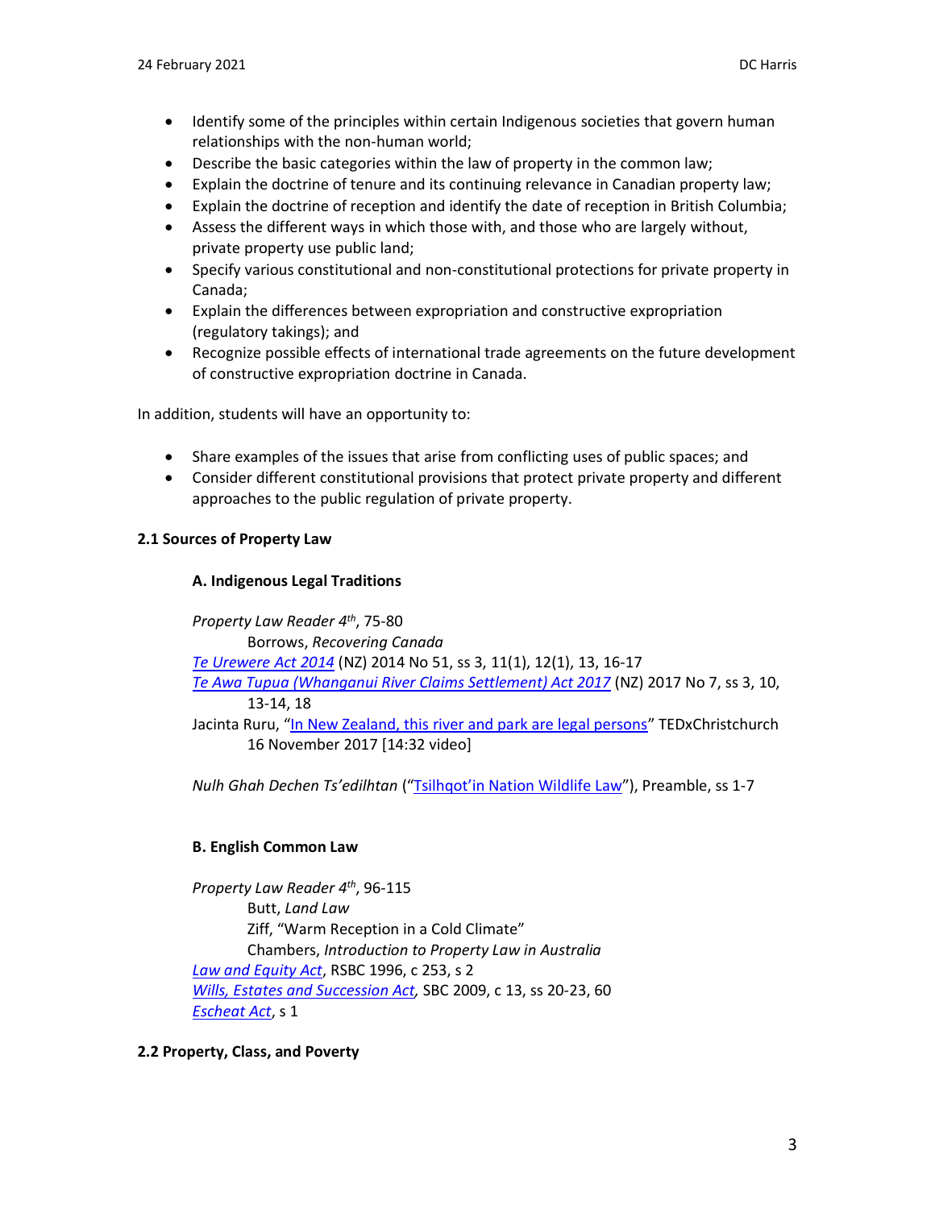- Identify some of the principles within certain Indigenous societies that govern human relationships with the non-human world;
- Describe the basic categories within the law of property in the common law;
- Explain the doctrine of tenure and its continuing relevance in Canadian property law;
- Explain the doctrine of reception and identify the date of reception in British Columbia;
- Assess the different ways in which those with, and those who are largely without, private property use public land;
- Specify various constitutional and non-constitutional protections for private property in Canada;
- Explain the differences between expropriation and constructive expropriation (regulatory takings); and
- Recognize possible effects of international trade agreements on the future development of constructive expropriation doctrine in Canada.

In addition, students will have an opportunity to:

- Share examples of the issues that arise from conflicting uses of public spaces; and
- Consider different constitutional provisions that protect private property and different approaches to the public regulation of private property.

**2.1 Sources of Property Law**

**A. Indigenous Legal Traditions**

*Property Law Reader 4th*, 75-80
  Borrows, *Recovering Canada*
*Te Urewere Act 2014* (NZ) 2014 No 51, ss 3, 11(1), 12(1), 13, 16-17
*Te Awa Tupua (Whanganui River Claims Settlement) Act 2017* (NZ) 2017 No 7, ss 3, 10, 13-14, 18
Jacinta Ruru, "In New Zealand, this river and park are legal persons" TEDxChristchurch 16 November 2017 [14:32 video]

*Nulh Ghah Dechen Ts'edilhtan* ("Tsilhqot'in Nation Wildlife Law"), Preamble, ss 1-7

**B. English Common Law**

*Property Law Reader 4th*, 96-115
  Butt, *Land Law*
  Ziff, "Warm Reception in a Cold Climate"
  Chambers, *Introduction to Property Law in Australia*
*Law and Equity Act*, RSBC 1996, c 253, s 2
*Wills, Estates and Succession Act*, SBC 2009, c 13, ss 20-23, 60
*Escheat Act*, s 1

**2.2 Property, Class, and Poverty**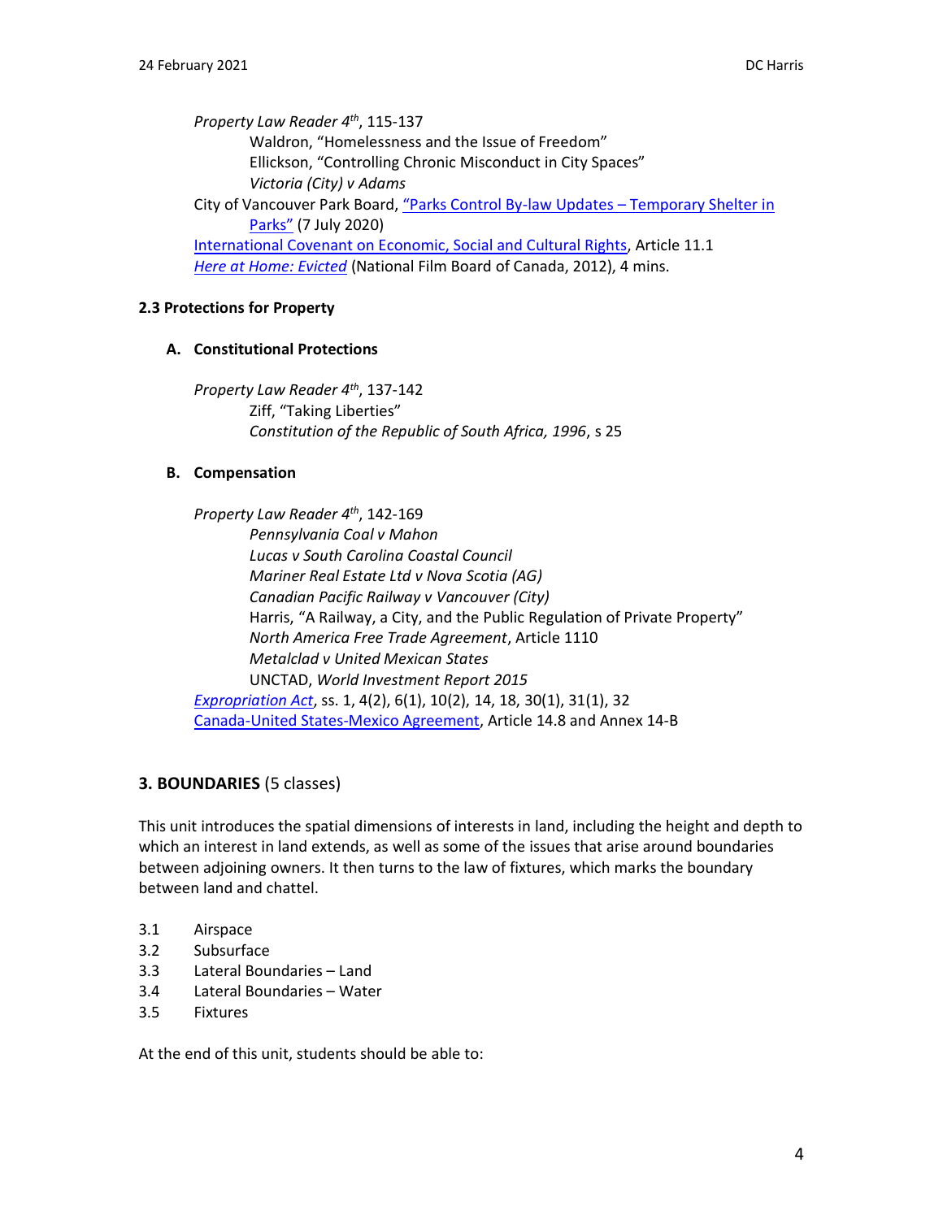*Property Law Reader 4th*, 115-137

- Waldron, "Homelessness and the Issue of Freedom"
- Ellickson, "Controlling Chronic Misconduct in City Spaces"
- *Victoria (City) v Adams*

City of Vancouver Park Board, "Parks Control By-law Updates – Temporary Shelter in Parks" (7 July 2020)

International Covenant on Economic, Social and Cultural Rights, Article 11.1

*Here at Home: Evicted* (National Film Board of Canada, 2012), 4 mins.

### 2.3 Protections for Property

#### A. Constitutional Protections

*Property Law Reader 4th*, 137-142

- Ziff, "Taking Liberties"
- *Constitution of the Republic of South Africa, 1996*, s 25

#### B. Compensation

*Property Law Reader 4th*, 142-169

- *Pennsylvania Coal v Mahon*
- *Lucas v South Carolina Coastal Council*
- *Mariner Real Estate Ltd v Nova Scotia (AG)*
- *Canadian Pacific Railway v Vancouver (City)*
- Harris, "A Railway, a City, and the Public Regulation of Private Property"
- *North America Free Trade Agreement*, Article 1110
- *Metalclad v United Mexican States*
- UNCTAD, *World Investment Report 2015*

*Expropriation Act*, ss. 1, 4(2), 6(1), 10(2), 14, 18, 30(1), 31(1), 32

Canada-United States-Mexico Agreement, Article 14.8 and Annex 14-B

## 3. BOUNDARIES (5 classes)

This unit introduces the spatial dimensions of interests in land, including the height and depth to which an interest in land extends, as well as some of the issues that arise around boundaries between adjoining owners. It then turns to the law of fixtures, which marks the boundary between land and chattel.

- 3.1 Airspace
- 3.2 Subsurface
- 3.3 Lateral Boundaries – Land
- 3.4 Lateral Boundaries – Water
- 3.5 Fixtures

At the end of this unit, students should be able to: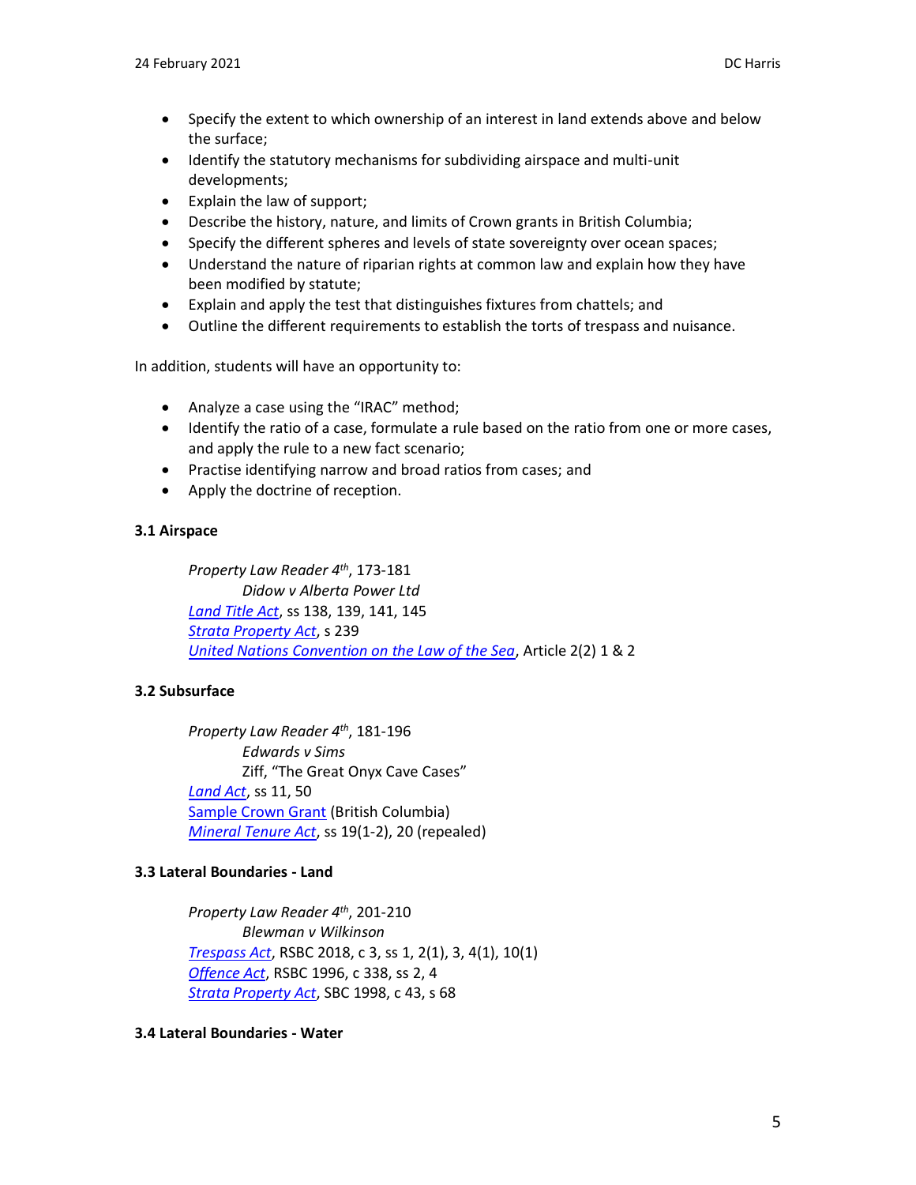- Specify the extent to which ownership of an interest in land extends above and below the surface;
- Identify the statutory mechanisms for subdividing airspace and multi-unit developments;
- Explain the law of support;
- Describe the history, nature, and limits of Crown grants in British Columbia;
- Specify the different spheres and levels of state sovereignty over ocean spaces;
- Understand the nature of riparian rights at common law and explain how they have been modified by statute;
- Explain and apply the test that distinguishes fixtures from chattels; and
- Outline the different requirements to establish the torts of trespass and nuisance.

In addition, students will have an opportunity to:

- Analyze a case using the "IRAC" method;
- Identify the ratio of a case, formulate a rule based on the ratio from one or more cases, and apply the rule to a new fact scenario;
- Practise identifying narrow and broad ratios from cases; and
- Apply the doctrine of reception.

### 3.1 Airspace

*Property Law Reader 4th*, 173-181
*Didow v Alberta Power Ltd*
*Land Title Act*, ss 138, 139, 141, 145
*Strata Property Act*, s 239
*United Nations Convention on the Law of the Sea*, Article 2(2) 1 & 2

### 3.2 Subsurface

*Property Law Reader 4th*, 181-196
*Edwards v Sims*
Ziff, "The Great Onyx Cave Cases"
*Land Act*, ss 11, 50
Sample Crown Grant (British Columbia)
*Mineral Tenure Act*, ss 19(1-2), 20 (repealed)

### 3.3 Lateral Boundaries - Land

*Property Law Reader 4th*, 201-210
*Blewman v Wilkinson*
*Trespass Act*, RSBC 2018, c 3, ss 1, 2(1), 3, 4(1), 10(1)
*Offence Act*, RSBC 1996, c 338, ss 2, 4
*Strata Property Act*, SBC 1998, c 43, s 68

### 3.4 Lateral Boundaries - Water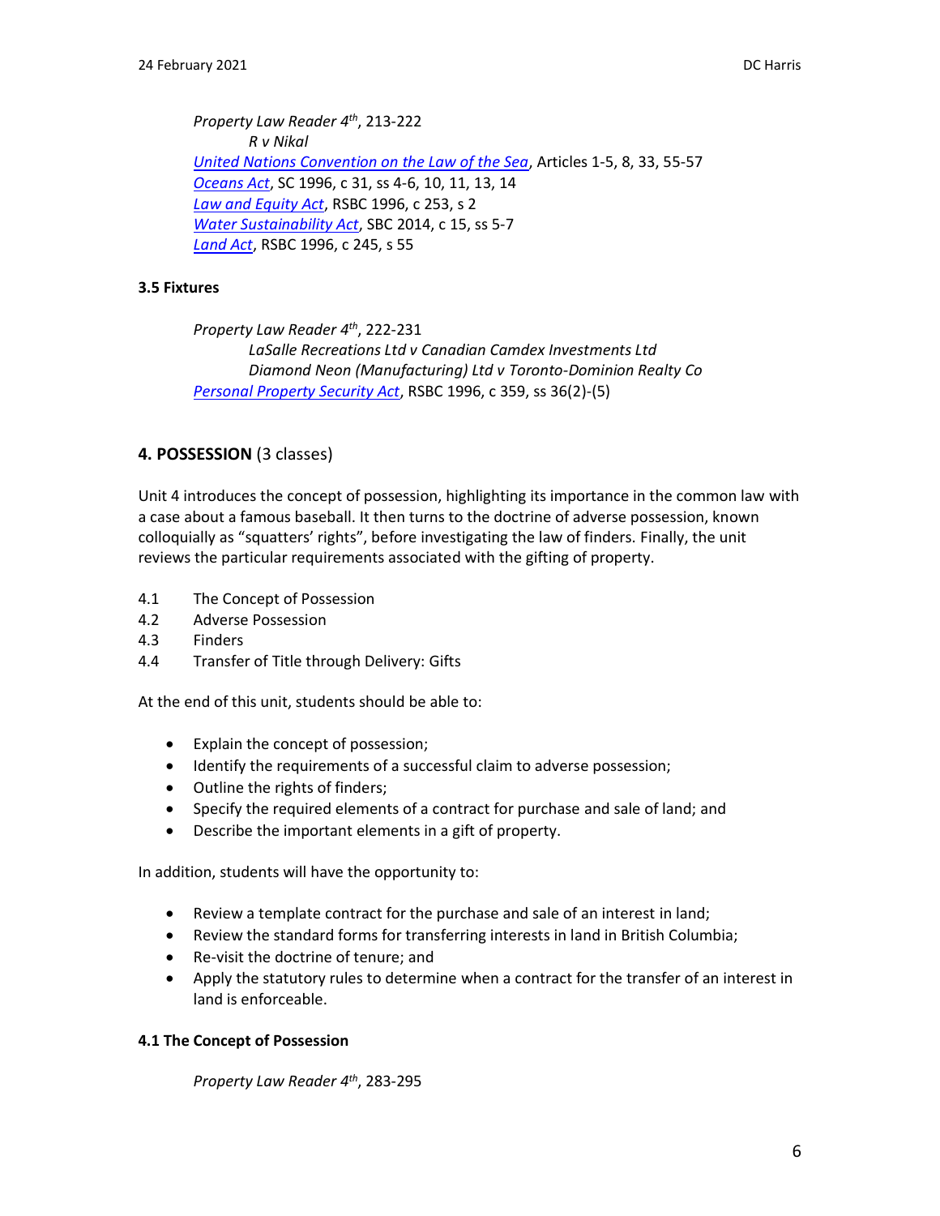*Property Law Reader 4th*, 213-222

*R v Nikal*

*United Nations Convention on the Law of the Sea*, Articles 1-5, 8, 33, 55-57

*Oceans Act*, SC 1996, c 31, ss 4-6, 10, 11, 13, 14

*Law and Equity Act*, RSBC 1996, c 253, s 2

*Water Sustainability Act*, SBC 2014, c 15, ss 5-7

*Land Act*, RSBC 1996, c 245, s 55

### 3.5 Fixtures

*Property Law Reader 4th*, 222-231

*LaSalle Recreations Ltd v Canadian Camdex Investments Ltd*

*Diamond Neon (Manufacturing) Ltd v Toronto-Dominion Realty Co*

*Personal Property Security Act*, RSBC 1996, c 359, ss 36(2)-(5)

## 4. POSSESSION (3 classes)

Unit 4 introduces the concept of possession, highlighting its importance in the common law with a case about a famous baseball. It then turns to the doctrine of adverse possession, known colloquially as "squatters' rights", before investigating the law of finders. Finally, the unit reviews the particular requirements associated with the gifting of property.

4.1 The Concept of Possession
4.2 Adverse Possession
4.3 Finders
4.4 Transfer of Title through Delivery: Gifts

At the end of this unit, students should be able to:

- Explain the concept of possession;
- Identify the requirements of a successful claim to adverse possession;
- Outline the rights of finders;
- Specify the required elements of a contract for purchase and sale of land; and
- Describe the important elements in a gift of property.

In addition, students will have the opportunity to:

- Review a template contract for the purchase and sale of an interest in land;
- Review the standard forms for transferring interests in land in British Columbia;
- Re-visit the doctrine of tenure; and
- Apply the statutory rules to determine when a contract for the transfer of an interest in land is enforceable.

### 4.1 The Concept of Possession

*Property Law Reader 4th*, 283-295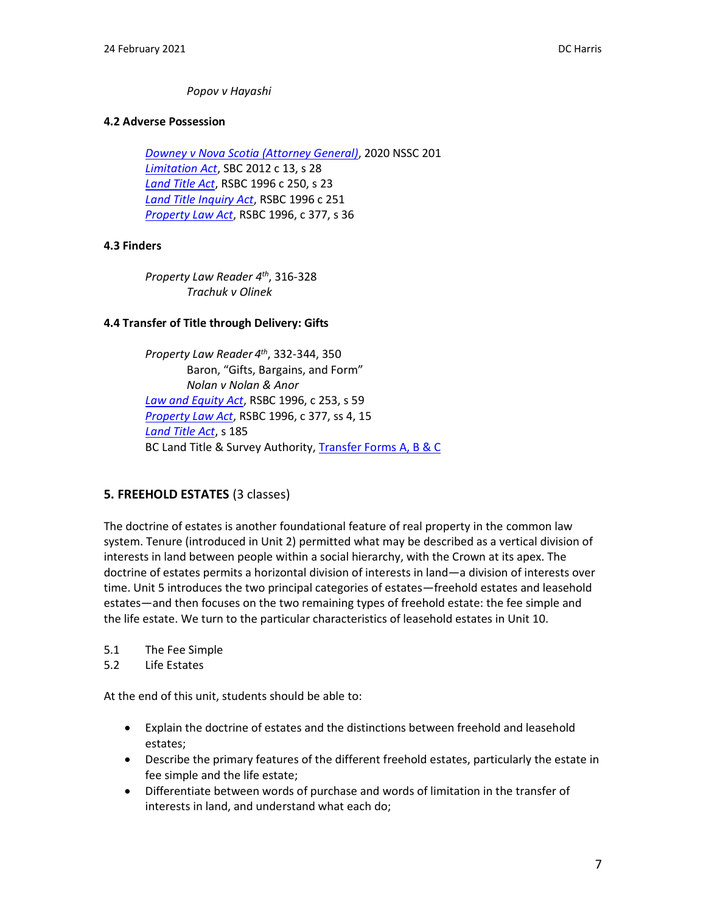*Popov v Hayashi*

### 4.2 Adverse Possession

*Downey v Nova Scotia (Attorney General)*, 2020 NSSC 201
*Limitation Act*, SBC 2012 c 13, s 28
*Land Title Act*, RSBC 1996 c 250, s 23
*Land Title Inquiry Act*, RSBC 1996 c 251
*Property Law Act*, RSBC 1996, c 377, s 36

### 4.3 Finders

*Property Law Reader 4th*, 316-328
*Trachuk v Olinek*

### 4.4 Transfer of Title through Delivery: Gifts

*Property Law Reader 4th*, 332-344, 350
Baron, "Gifts, Bargains, and Form"
*Nolan v Nolan & Anor*
*Law and Equity Act*, RSBC 1996, c 253, s 59
*Property Law Act*, RSBC 1996, c 377, ss 4, 15
*Land Title Act*, s 185
BC Land Title & Survey Authority, Transfer Forms A, B & C

## 5. FREEHOLD ESTATES (3 classes)

The doctrine of estates is another foundational feature of real property in the common law system. Tenure (introduced in Unit 2) permitted what may be described as a vertical division of interests in land between people within a social hierarchy, with the Crown at its apex. The doctrine of estates permits a horizontal division of interests in land—a division of interests over time. Unit 5 introduces the two principal categories of estates—freehold estates and leasehold estates—and then focuses on the two remaining types of freehold estate: the fee simple and the life estate. We turn to the particular characteristics of leasehold estates in Unit 10.

5.1 The Fee Simple
5.2 Life Estates

At the end of this unit, students should be able to:

- Explain the doctrine of estates and the distinctions between freehold and leasehold estates;
- Describe the primary features of the different freehold estates, particularly the estate in fee simple and the life estate;
- Differentiate between words of purchase and words of limitation in the transfer of interests in land, and understand what each do;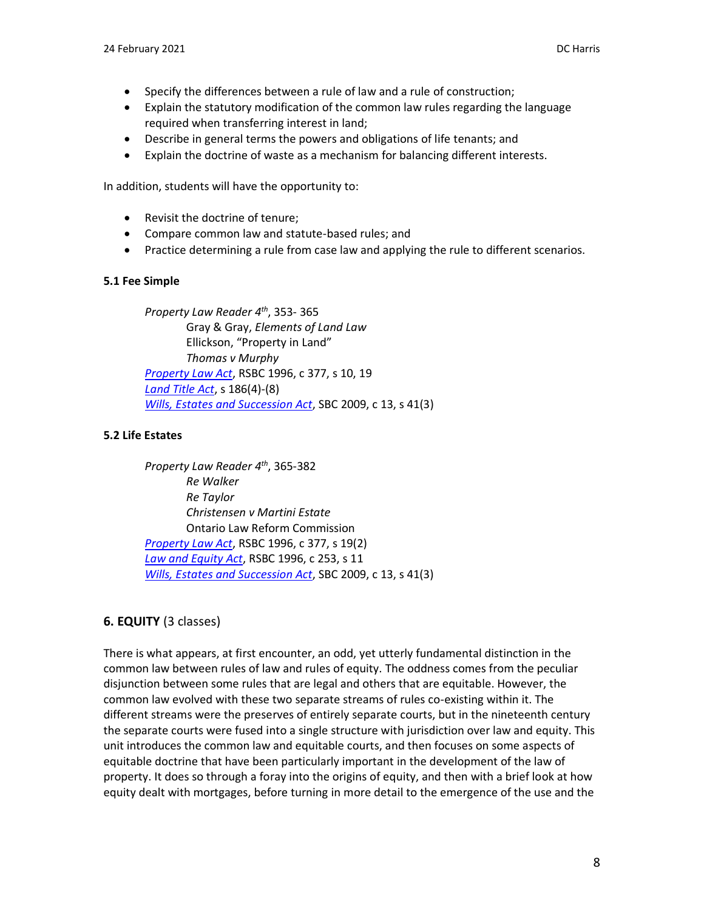- Specify the differences between a rule of law and a rule of construction;
- Explain the statutory modification of the common law rules regarding the language required when transferring interest in land;
- Describe in general terms the powers and obligations of life tenants; and
- Explain the doctrine of waste as a mechanism for balancing different interests.

In addition, students will have the opportunity to:

- Revisit the doctrine of tenure;
- Compare common law and statute-based rules; and
- Practice determining a rule from case law and applying the rule to different scenarios.

**5.1 Fee Simple**

*Property Law Reader 4th*, 353- 365
  Gray & Gray, *Elements of Land Law*
  Ellickson, "Property in Land"
  *Thomas v Murphy*
*Property Law Act*, RSBC 1996, c 377, s 10, 19
*Land Title Act*, s 186(4)-(8)
*Wills, Estates and Succession Act*, SBC 2009, c 13, s 41(3)

**5.2 Life Estates**

*Property Law Reader 4th*, 365-382
  *Re Walker*
  *Re Taylor*
  *Christensen v Martini Estate*
  Ontario Law Reform Commission
*Property Law Act*, RSBC 1996, c 377, s 19(2)
*Law and Equity Act*, RSBC 1996, c 253, s 11
*Wills, Estates and Succession Act*, SBC 2009, c 13, s 41(3)

## 6. EQUITY (3 classes)

There is what appears, at first encounter, an odd, yet utterly fundamental distinction in the common law between rules of law and rules of equity. The oddness comes from the peculiar disjunction between some rules that are legal and others that are equitable. However, the common law evolved with these two separate streams of rules co-existing within it. The different streams were the preserves of entirely separate courts, but in the nineteenth century the separate courts were fused into a single structure with jurisdiction over law and equity. This unit introduces the common law and equitable courts, and then focuses on some aspects of equitable doctrine that have been particularly important in the development of the law of property. It does so through a foray into the origins of equity, and then with a brief look at how equity dealt with mortgages, before turning in more detail to the emergence of the use and the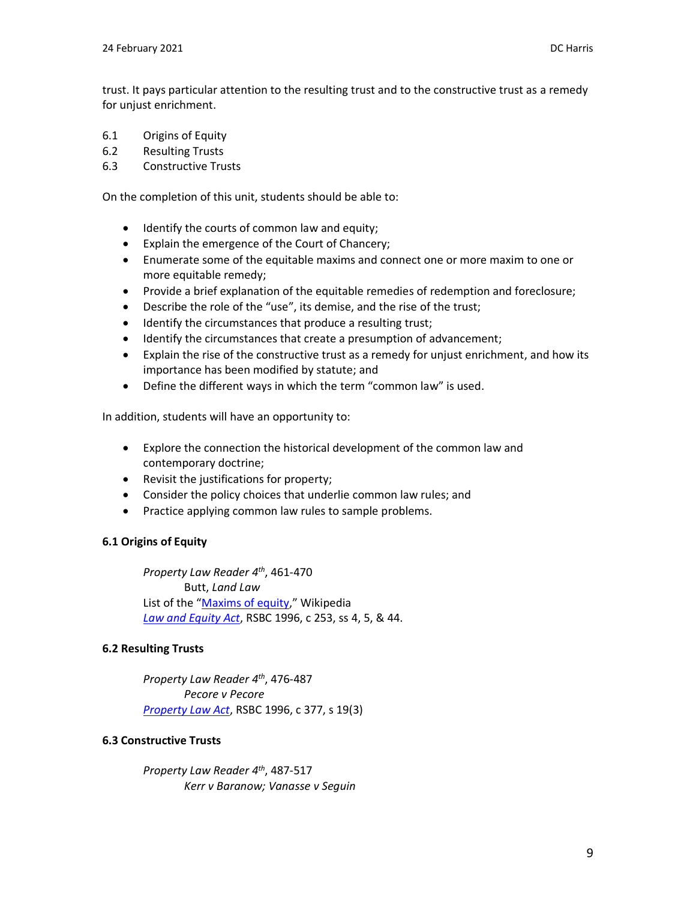trust. It pays particular attention to the resulting trust and to the constructive trust as a remedy for unjust enrichment.

6.1 Origins of Equity
6.2 Resulting Trusts
6.3 Constructive Trusts

On the completion of this unit, students should be able to:

- Identify the courts of common law and equity;
- Explain the emergence of the Court of Chancery;
- Enumerate some of the equitable maxims and connect one or more maxim to one or more equitable remedy;
- Provide a brief explanation of the equitable remedies of redemption and foreclosure;
- Describe the role of the "use", its demise, and the rise of the trust;
- Identify the circumstances that produce a resulting trust;
- Identify the circumstances that create a presumption of advancement;
- Explain the rise of the constructive trust as a remedy for unjust enrichment, and how its importance has been modified by statute; and
- Define the different ways in which the term "common law" is used.

In addition, students will have an opportunity to:

- Explore the connection the historical development of the common law and contemporary doctrine;
- Revisit the justifications for property;
- Consider the policy choices that underlie common law rules; and
- Practice applying common law rules to sample problems.

### 6.1 Origins of Equity

*Property Law Reader 4th*, 461-470
 Butt, *Land Law*
List of the "Maxims of equity," Wikipedia
*Law and Equity Act*, RSBC 1996, c 253, ss 4, 5, & 44.

### 6.2 Resulting Trusts

*Property Law Reader 4th*, 476-487
 *Pecore v Pecore*
*Property Law Act*, RSBC 1996, c 377, s 19(3)

### 6.3 Constructive Trusts

*Property Law Reader 4th*, 487-517
 *Kerr v Baranow; Vanasse v Seguin*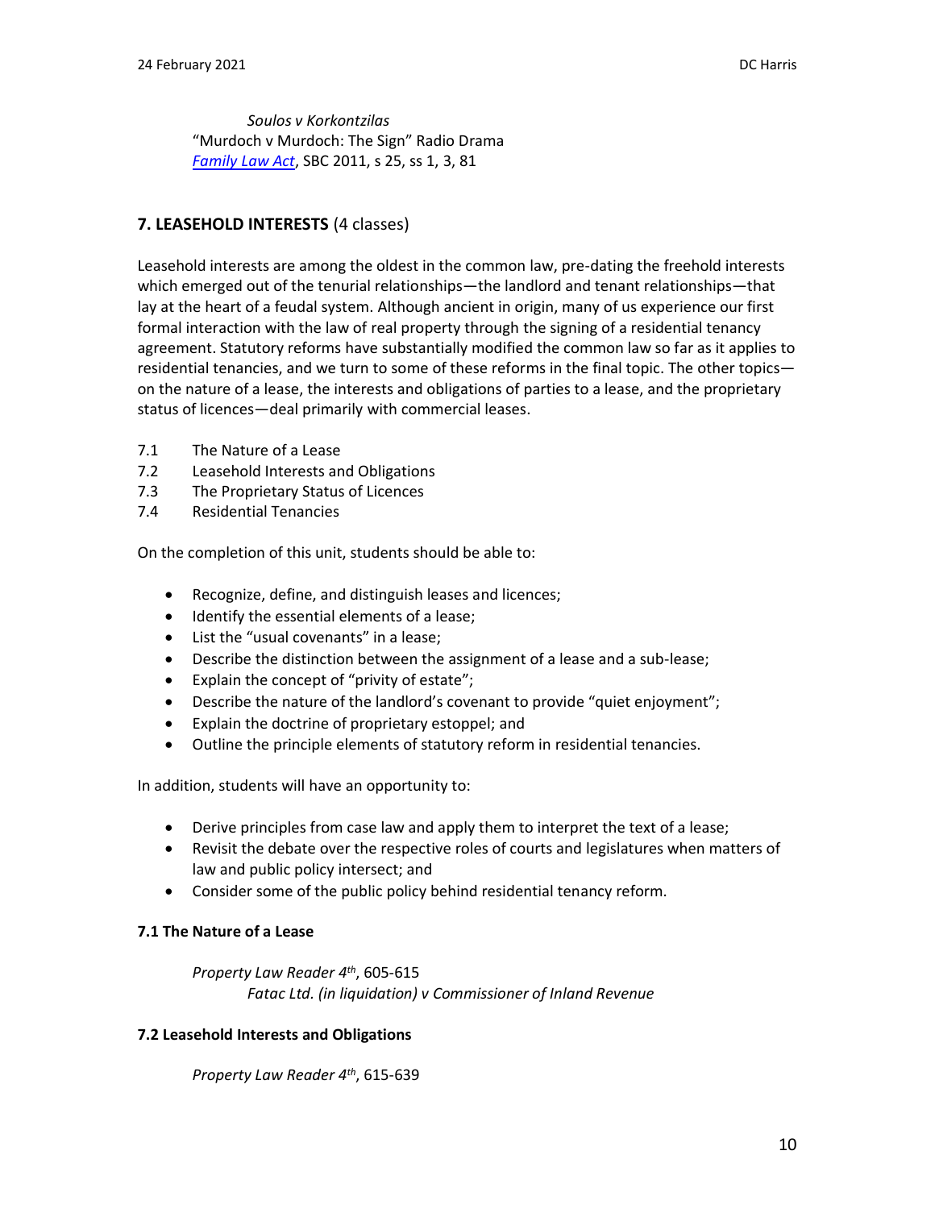*Soulos v Korkontzilas*

"Murdoch v Murdoch: The Sign" Radio Drama

[*Family Law Act*](), SBC 2011, s 25, ss 1, 3, 81

## 7. LEASEHOLD INTERESTS (4 classes)

Leasehold interests are among the oldest in the common law, pre-dating the freehold interests which emerged out of the tenurial relationships—the landlord and tenant relationships—that lay at the heart of a feudal system. Although ancient in origin, many of us experience our first formal interaction with the law of real property through the signing of a residential tenancy agreement. Statutory reforms have substantially modified the common law so far as it applies to residential tenancies, and we turn to some of these reforms in the final topic. The other topics—on the nature of a lease, the interests and obligations of parties to a lease, and the proprietary status of licences—deal primarily with commercial leases.

7.1 The Nature of a Lease
7.2 Leasehold Interests and Obligations
7.3 The Proprietary Status of Licences
7.4 Residential Tenancies

On the completion of this unit, students should be able to:

- Recognize, define, and distinguish leases and licences;
- Identify the essential elements of a lease;
- List the "usual covenants" in a lease;
- Describe the distinction between the assignment of a lease and a sub-lease;
- Explain the concept of "privity of estate";
- Describe the nature of the landlord's covenant to provide "quiet enjoyment";
- Explain the doctrine of proprietary estoppel; and
- Outline the principle elements of statutory reform in residential tenancies.

In addition, students will have an opportunity to:

- Derive principles from case law and apply them to interpret the text of a lease;
- Revisit the debate over the respective roles of courts and legislatures when matters of law and public policy intersect; and
- Consider some of the public policy behind residential tenancy reform.

### 7.1 The Nature of a Lease

*Property Law Reader 4th*, 605-615

*Fatac Ltd. (in liquidation) v Commissioner of Inland Revenue*

### 7.2 Leasehold Interests and Obligations

*Property Law Reader 4th*, 615-639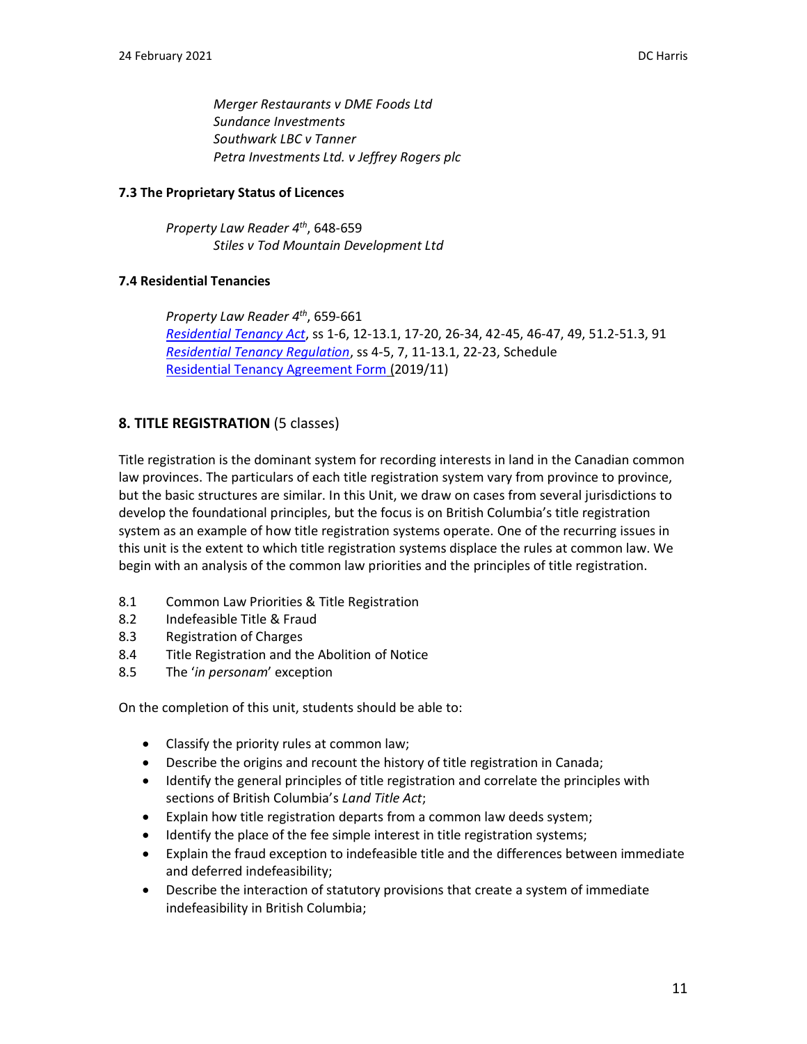*Merger Restaurants v DME Foods Ltd*
*Sundance Investments*
*Southwark LBC v Tanner*
*Petra Investments Ltd. v Jeffrey Rogers plc*

**7.3 The Proprietary Status of Licences**

*Property Law Reader 4th*, 648-659
*Stiles v Tod Mountain Development Ltd*

**7.4 Residential Tenancies**

*Property Law Reader 4th*, 659-661
*Residential Tenancy Act*, ss 1-6, 12-13.1, 17-20, 26-34, 42-45, 46-47, 49, 51.2-51.3, 91
*Residential Tenancy Regulation*, ss 4-5, 7, 11-13.1, 22-23, Schedule
Residential Tenancy Agreement Form (2019/11)

## 8. TITLE REGISTRATION (5 classes)

Title registration is the dominant system for recording interests in land in the Canadian common law provinces. The particulars of each title registration system vary from province to province, but the basic structures are similar. In this Unit, we draw on cases from several jurisdictions to develop the foundational principles, but the focus is on British Columbia's title registration system as an example of how title registration systems operate. One of the recurring issues in this unit is the extent to which title registration systems displace the rules at common law. We begin with an analysis of the common law priorities and the principles of title registration.

- 8.1 Common Law Priorities & Title Registration
- 8.2 Indefeasible Title & Fraud
- 8.3 Registration of Charges
- 8.4 Title Registration and the Abolition of Notice
- 8.5 The '*in personam*' exception

On the completion of this unit, students should be able to:

- Classify the priority rules at common law;
- Describe the origins and recount the history of title registration in Canada;
- Identify the general principles of title registration and correlate the principles with sections of British Columbia's *Land Title Act*;
- Explain how title registration departs from a common law deeds system;
- Identify the place of the fee simple interest in title registration systems;
- Explain the fraud exception to indefeasible title and the differences between immediate and deferred indefeasibility;
- Describe the interaction of statutory provisions that create a system of immediate indefeasibility in British Columbia;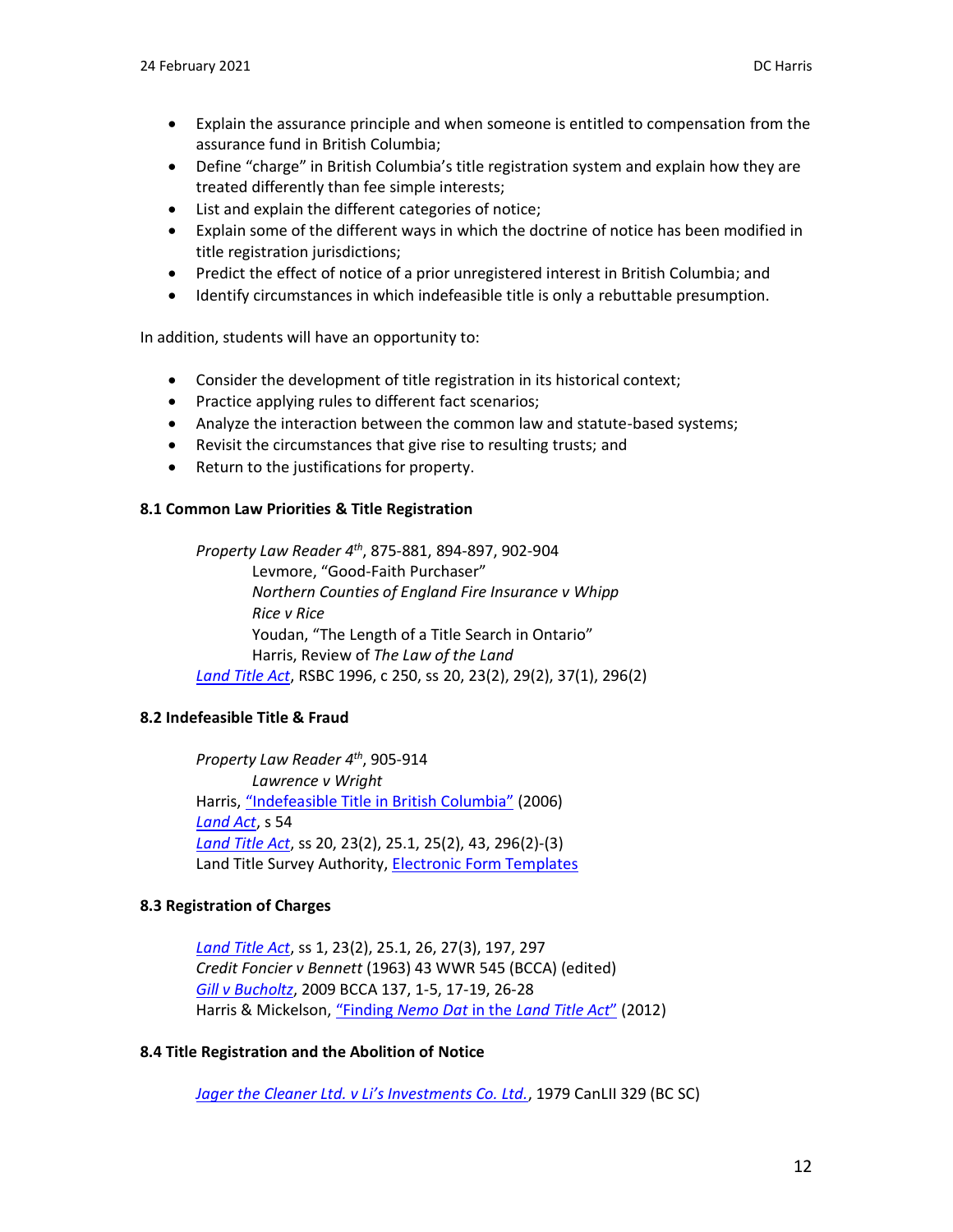- Explain the assurance principle and when someone is entitled to compensation from the assurance fund in British Columbia;
- Define "charge" in British Columbia's title registration system and explain how they are treated differently than fee simple interests;
- List and explain the different categories of notice;
- Explain some of the different ways in which the doctrine of notice has been modified in title registration jurisdictions;
- Predict the effect of notice of a prior unregistered interest in British Columbia; and
- Identify circumstances in which indefeasible title is only a rebuttable presumption.

In addition, students will have an opportunity to:

- Consider the development of title registration in its historical context;
- Practice applying rules to different fact scenarios;
- Analyze the interaction between the common law and statute-based systems;
- Revisit the circumstances that give rise to resulting trusts; and
- Return to the justifications for property.

**8.1 Common Law Priorities & Title Registration**

> *Property Law Reader 4th*, 875-881, 894-897, 902-904
>> Levmore, "Good-Faith Purchaser"
>> *Northern Counties of England Fire Insurance v Whipp*
>> *Rice v Rice*
>> Youdan, "The Length of a Title Search in Ontario"
>> Harris, Review of *The Law of the Land*
>
> *Land Title Act*, RSBC 1996, c 250, ss 20, 23(2), 29(2), 37(1), 296(2)

**8.2 Indefeasible Title & Fraud**

> *Property Law Reader 4th*, 905-914
>> *Lawrence v Wright*
>
> Harris, "Indefeasible Title in British Columbia" (2006)
> *Land Act*, s 54
> *Land Title Act*, ss 20, 23(2), 25.1, 25(2), 43, 296(2)-(3)
> Land Title Survey Authority, Electronic Form Templates

**8.3 Registration of Charges**

> *Land Title Act*, ss 1, 23(2), 25.1, 26, 27(3), 197, 297
> *Credit Foncier v Bennett* (1963) 43 WWR 545 (BCCA) (edited)
> *Gill v Bucholtz*, 2009 BCCA 137, 1-5, 17-19, 26-28
> Harris & Mickelson, "Finding *Nemo Dat* in the *Land Title Act*" (2012)

**8.4 Title Registration and the Abolition of Notice**

> *Jager the Cleaner Ltd. v Li's Investments Co. Ltd.*, 1979 CanLII 329 (BC SC)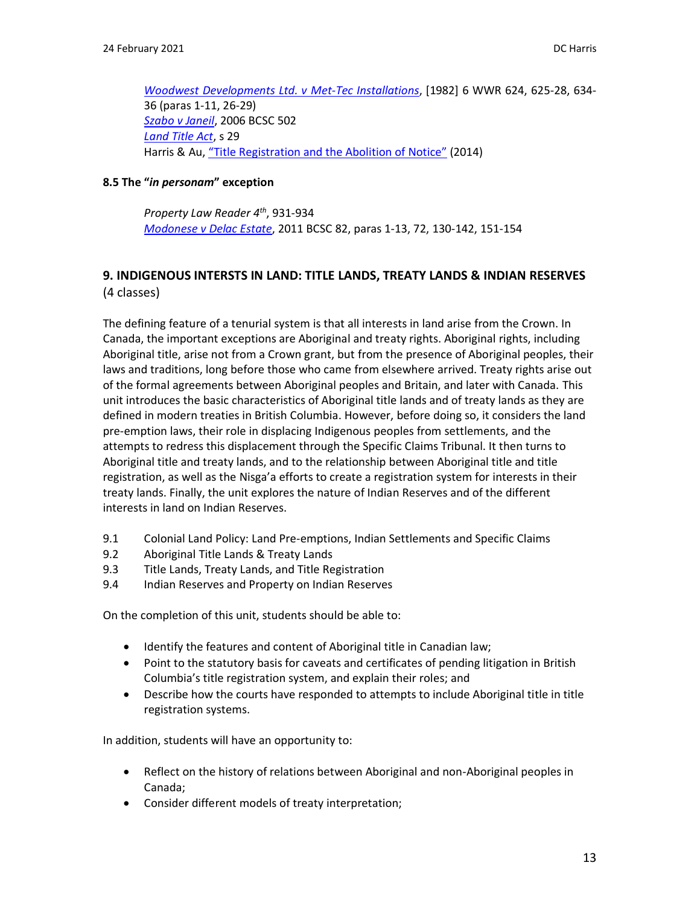*[Woodwest Developments Ltd. v Met-Tec Installations](#)*, [1982] 6 WWR 624, 625-28, 634-36 (paras 1-11, 26-29)
*[Szabo v Janeil](#)*, 2006 BCSC 502
*[Land Title Act](#)*, s 29
Harris & Au, ["Title Registration and the Abolition of Notice"](#) (2014)

**8.5 The "*in personam*" exception**

*Property Law Reader 4th*, 931-934
*[Modonese v Delac Estate](#)*, 2011 BCSC 82, paras 1-13, 72, 130-142, 151-154

## 9. INDIGENOUS INTERSTS IN LAND: TITLE LANDS, TREATY LANDS & INDIAN RESERVES

(4 classes)

The defining feature of a tenurial system is that all interests in land arise from the Crown. In Canada, the important exceptions are Aboriginal and treaty rights. Aboriginal rights, including Aboriginal title, arise not from a Crown grant, but from the presence of Aboriginal peoples, their laws and traditions, long before those who came from elsewhere arrived. Treaty rights arise out of the formal agreements between Aboriginal peoples and Britain, and later with Canada. This unit introduces the basic characteristics of Aboriginal title lands and of treaty lands as they are defined in modern treaties in British Columbia. However, before doing so, it considers the land pre-emption laws, their role in displacing Indigenous peoples from settlements, and the attempts to redress this displacement through the Specific Claims Tribunal. It then turns to Aboriginal title and treaty lands, and to the relationship between Aboriginal title and title registration, as well as the Nisga'a efforts to create a registration system for interests in their treaty lands. Finally, the unit explores the nature of Indian Reserves and of the different interests in land on Indian Reserves.

- 9.1 Colonial Land Policy: Land Pre-emptions, Indian Settlements and Specific Claims
- 9.2 Aboriginal Title Lands & Treaty Lands
- 9.3 Title Lands, Treaty Lands, and Title Registration
- 9.4 Indian Reserves and Property on Indian Reserves

On the completion of this unit, students should be able to:

- Identify the features and content of Aboriginal title in Canadian law;
- Point to the statutory basis for caveats and certificates of pending litigation in British Columbia's title registration system, and explain their roles; and
- Describe how the courts have responded to attempts to include Aboriginal title in title registration systems.

In addition, students will have an opportunity to:

- Reflect on the history of relations between Aboriginal and non-Aboriginal peoples in Canada;
- Consider different models of treaty interpretation;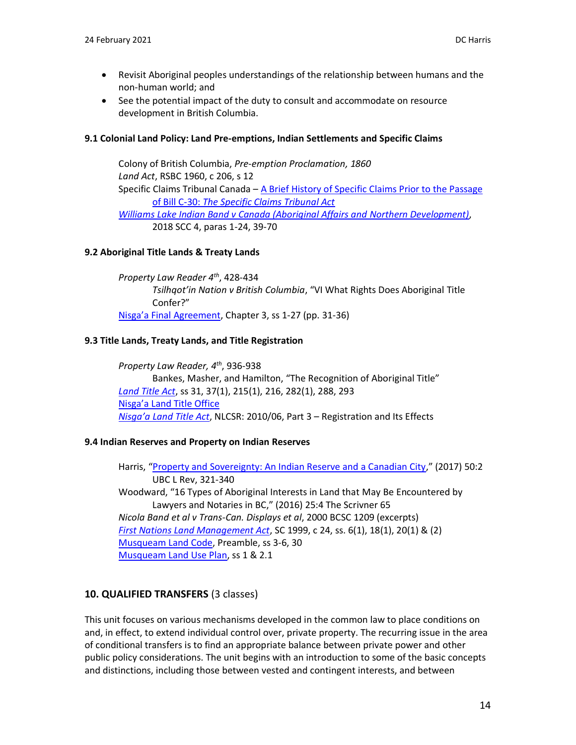- Revisit Aboriginal peoples understandings of the relationship between humans and the non-human world; and
- See the potential impact of the duty to consult and accommodate on resource development in British Columbia.

#### 9.1 Colonial Land Policy: Land Pre-emptions, Indian Settlements and Specific Claims

Colony of British Columbia, *Pre-emption Proclamation, 1860*
*Land Act*, RSBC 1960, c 206, s 12
Specific Claims Tribunal Canada – A Brief History of Specific Claims Prior to the Passage of Bill C-30: *The Specific Claims Tribunal Act*
*Williams Lake Indian Band v Canada (Aboriginal Affairs and Northern Development)*, 2018 SCC 4, paras 1-24, 39-70

#### 9.2 Aboriginal Title Lands & Treaty Lands

*Property Law Reader 4th*, 428-434
*Tsilhqot'in Nation v British Columbia*, "VI What Rights Does Aboriginal Title Confer?"
Nisga'a Final Agreement, Chapter 3, ss 1-27 (pp. 31-36)

#### 9.3 Title Lands, Treaty Lands, and Title Registration

*Property Law Reader, 4th*, 936-938
Bankes, Masher, and Hamilton, "The Recognition of Aboriginal Title"
*Land Title Act*, ss 31, 37(1), 215(1), 216, 282(1), 288, 293
Nisga'a Land Title Office
*Nisga'a Land Title Act*, NLCSR: 2010/06, Part 3 – Registration and Its Effects

#### 9.4 Indian Reserves and Property on Indian Reserves

Harris, "Property and Sovereignty: An Indian Reserve and a Canadian City," (2017) 50:2 UBC L Rev, 321-340
Woodward, "16 Types of Aboriginal Interests in Land that May Be Encountered by Lawyers and Notaries in BC," (2016) 25:4 The Scrivner 65
*Nicola Band et al v Trans-Can. Displays et al*, 2000 BCSC 1209 (excerpts)
*First Nations Land Management Act*, SC 1999, c 24, ss. 6(1), 18(1), 20(1) & (2)
Musqueam Land Code, Preamble, ss 3-6, 30
Musqueam Land Use Plan, ss 1 & 2.1

### 10. QUALIFIED TRANSFERS (3 classes)

This unit focuses on various mechanisms developed in the common law to place conditions on and, in effect, to extend individual control over, private property. The recurring issue in the area of conditional transfers is to find an appropriate balance between private power and other public policy considerations. The unit begins with an introduction to some of the basic concepts and distinctions, including those between vested and contingent interests, and between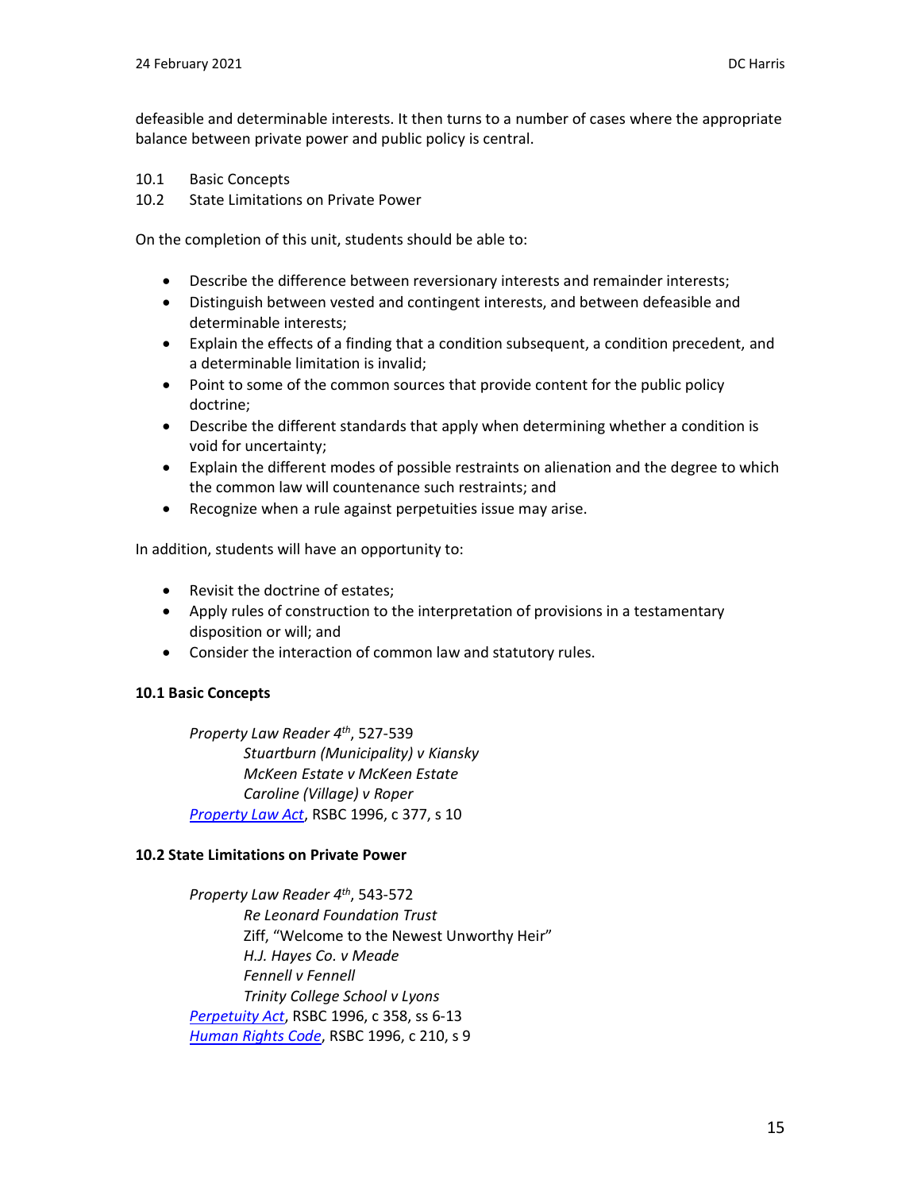defeasible and determinable interests. It then turns to a number of cases where the appropriate balance between private power and public policy is central.

10.1 Basic Concepts
10.2 State Limitations on Private Power

On the completion of this unit, students should be able to:

- Describe the difference between reversionary interests and remainder interests;
- Distinguish between vested and contingent interests, and between defeasible and determinable interests;
- Explain the effects of a finding that a condition subsequent, a condition precedent, and a determinable limitation is invalid;
- Point to some of the common sources that provide content for the public policy doctrine;
- Describe the different standards that apply when determining whether a condition is void for uncertainty;
- Explain the different modes of possible restraints on alienation and the degree to which the common law will countenance such restraints; and
- Recognize when a rule against perpetuities issue may arise.

In addition, students will have an opportunity to:

- Revisit the doctrine of estates;
- Apply rules of construction to the interpretation of provisions in a testamentary disposition or will; and
- Consider the interaction of common law and statutory rules.

**10.1 Basic Concepts**

*Property Law Reader 4th*, 527-539
*Stuartburn (Municipality) v Kiansky*
*McKeen Estate v McKeen Estate*
*Caroline (Village) v Roper*
*Property Law Act*, RSBC 1996, c 377, s 10

**10.2 State Limitations on Private Power**

*Property Law Reader 4th*, 543-572
*Re Leonard Foundation Trust*
Ziff, "Welcome to the Newest Unworthy Heir"
*H.J. Hayes Co. v Meade*
*Fennell v Fennell*
*Trinity College School v Lyons*
*Perpetuity Act*, RSBC 1996, c 358, ss 6-13
*Human Rights Code*, RSBC 1996, c 210, s 9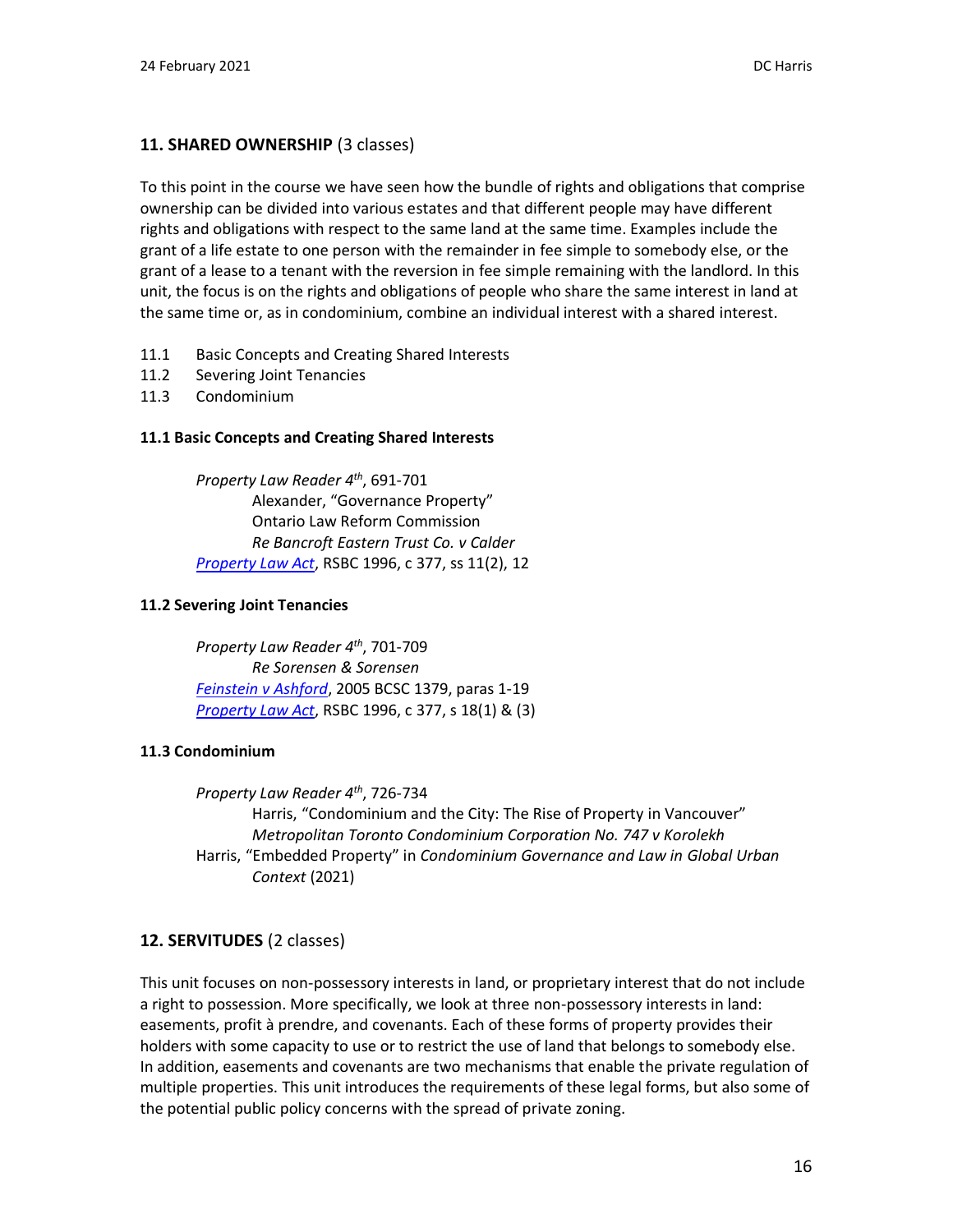## 11. SHARED OWNERSHIP (3 classes)

To this point in the course we have seen how the bundle of rights and obligations that comprise ownership can be divided into various estates and that different people may have different rights and obligations with respect to the same land at the same time. Examples include the grant of a life estate to one person with the remainder in fee simple to somebody else, or the grant of a lease to a tenant with the reversion in fee simple remaining with the landlord. In this unit, the focus is on the rights and obligations of people who share the same interest in land at the same time or, as in condominium, combine an individual interest with a shared interest.

11.1 Basic Concepts and Creating Shared Interests
11.2 Severing Joint Tenancies
11.3 Condominium

### 11.1 Basic Concepts and Creating Shared Interests

*Property Law Reader 4th*, 691-701
- Alexander, "Governance Property"
- Ontario Law Reform Commission
- *Re Bancroft Eastern Trust Co. v Calder*

*Property Law Act*, RSBC 1996, c 377, ss 11(2), 12

### 11.2 Severing Joint Tenancies

*Property Law Reader 4th*, 701-709
- *Re Sorensen & Sorensen*

*Feinstein v Ashford*, 2005 BCSC 1379, paras 1-19
*Property Law Act*, RSBC 1996, c 377, s 18(1) & (3)

### 11.3 Condominium

*Property Law Reader 4th*, 726-734
- Harris, "Condominium and the City: The Rise of Property in Vancouver"
- *Metropolitan Toronto Condominium Corporation No. 747 v Korolekh*

Harris, "Embedded Property" in *Condominium Governance and Law in Global Urban Context* (2021)

## 12. SERVITUDES (2 classes)

This unit focuses on non-possessory interests in land, or proprietary interest that do not include a right to possession. More specifically, we look at three non-possessory interests in land: easements, profit à prendre, and covenants. Each of these forms of property provides their holders with some capacity to use or to restrict the use of land that belongs to somebody else. In addition, easements and covenants are two mechanisms that enable the private regulation of multiple properties. This unit introduces the requirements of these legal forms, but also some of the potential public policy concerns with the spread of private zoning.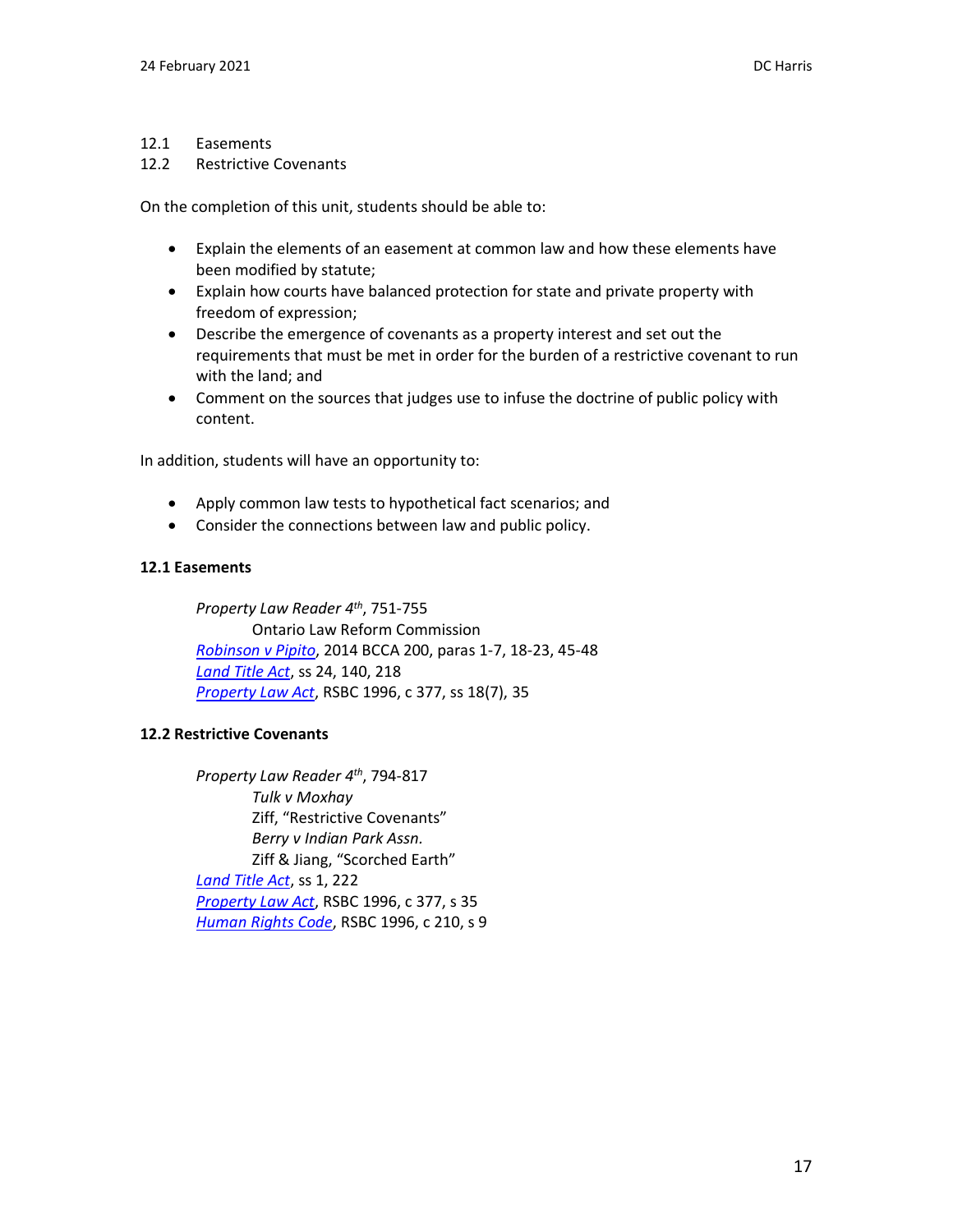12.1 Easements
12.2 Restrictive Covenants

On the completion of this unit, students should be able to:

- Explain the elements of an easement at common law and how these elements have been modified by statute;
- Explain how courts have balanced protection for state and private property with freedom of expression;
- Describe the emergence of covenants as a property interest and set out the requirements that must be met in order for the burden of a restrictive covenant to run with the land; and
- Comment on the sources that judges use to infuse the doctrine of public policy with content.

In addition, students will have an opportunity to:

- Apply common law tests to hypothetical fact scenarios; and
- Consider the connections between law and public policy.

**12.1 Easements**

*Property Law Reader 4th*, 751-755
  Ontario Law Reform Commission
*Robinson v Pipito*, 2014 BCCA 200, paras 1-7, 18-23, 45-48
*Land Title Act*, ss 24, 140, 218
*Property Law Act*, RSBC 1996, c 377, ss 18(7), 35

**12.2 Restrictive Covenants**

*Property Law Reader 4th*, 794-817
  *Tulk v Moxhay*
  Ziff, "Restrictive Covenants"
  *Berry v Indian Park Assn.*
  Ziff & Jiang, "Scorched Earth"
*Land Title Act*, ss 1, 222
*Property Law Act*, RSBC 1996, c 377, s 35
*Human Rights Code*, RSBC 1996, c 210, s 9